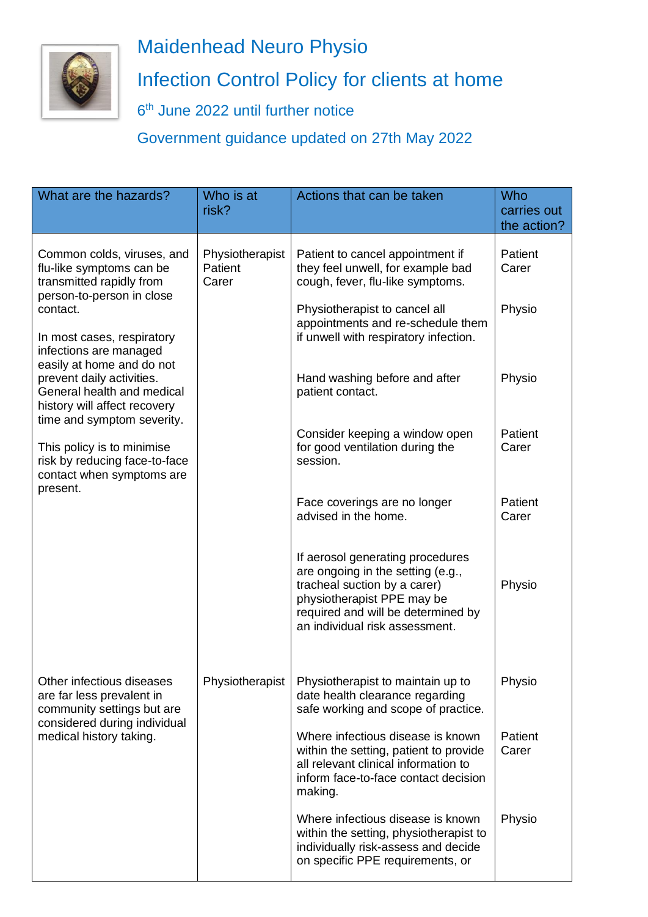# Maidenhead Neuro Physio

## Infection Control Policy for clients at home

6th June 2022 until further notice

Government guidance updated on 27th May 2022

| What are the hazards? | Who is at risk? | Actions that can be taken | Who carries out the action? |
|---|---|---|---|
| Common colds, viruses, and flu-like symptoms can be transmitted rapidly from person-to-person in close contact.<br><br>In most cases, respiratory infections are managed easily at home and do not prevent daily activities. General health and medical history will affect recovery time and symptom severity.<br><br>This policy is to minimise risk by reducing face-to-face contact when symptoms are present. | Physiotherapist<br>Patient<br>Carer | Patient to cancel appointment if they feel unwell, for example bad cough, fever, flu-like symptoms. | Patient<br>Carer |
| | | Physiotherapist to cancel all appointments and re-schedule them if unwell with respiratory infection. | Physio |
| | | Hand washing before and after patient contact. | Physio |
| | | Consider keeping a window open for good ventilation during the session. | Patient<br>Carer |
| | | Face coverings are no longer advised in the home. | Patient<br>Carer |
| | | If aerosol generating procedures are ongoing in the setting (e.g., tracheal suction by a carer) physiotherapist PPE may be required and will be determined by an individual risk assessment. | Physio |
| Other infectious diseases are far less prevalent in community settings but are considered during individual medical history taking. | Physiotherapist | Physiotherapist to maintain up to date health clearance regarding safe working and scope of practice. | Physio |
| | | Where infectious disease is known within the setting, patient to provide all relevant clinical information to inform face-to-face contact decision making. | Patient<br>Carer |
| | | Where infectious disease is known within the setting, physiotherapist to individually risk-assess and decide on specific PPE requirements, or | Physio |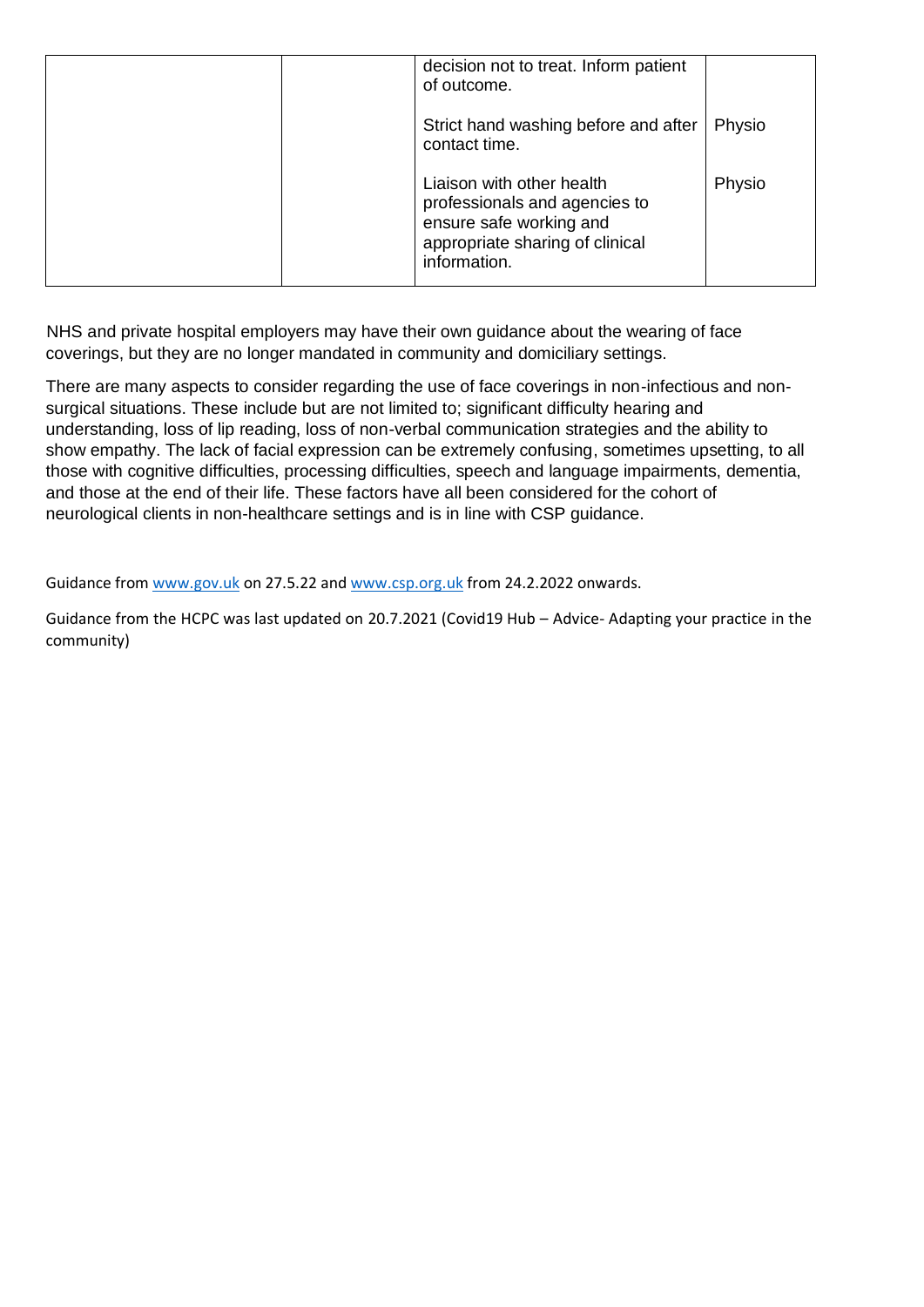| | | | |
|---|---|---|---|
| | | decision not to treat. Inform patient of outcome. | |
| | | Strict hand washing before and after contact time. | Physio |
| | | Liaison with other health professionals and agencies to ensure safe working and appropriate sharing of clinical information. | Physio |

NHS and private hospital employers may have their own guidance about the wearing of face coverings, but they are no longer mandated in community and domiciliary settings.

There are many aspects to consider regarding the use of face coverings in non-infectious and non-surgical situations. These include but are not limited to; significant difficulty hearing and understanding, loss of lip reading, loss of non-verbal communication strategies and the ability to show empathy. The lack of facial expression can be extremely confusing, sometimes upsetting, to all those with cognitive difficulties, processing difficulties, speech and language impairments, dementia, and those at the end of their life. These factors have all been considered for the cohort of neurological clients in non-healthcare settings and is in line with CSP guidance.

Guidance from www.gov.uk on 27.5.22 and www.csp.org.uk from 24.2.2022 onwards.

Guidance from the HCPC was last updated on 20.7.2021 (Covid19 Hub – Advice- Adapting your practice in the community)